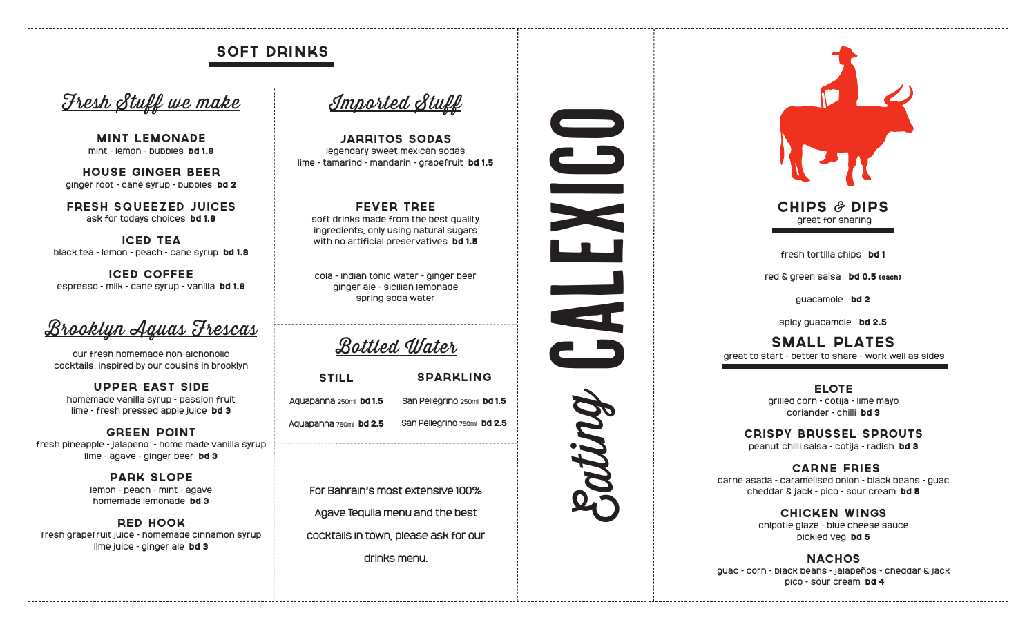# SOFT DRINKS

## Fresh Stuff we make

**MINT LEMONADE**
mint - lemon - bubbles **bd 1.8**

**HOUSE GINGER BEER**
ginger root - cane syrup - bubbles **bd 2**

**FRESH SQUEEZED JUICES**
ask for todays choices **bd 1.8**

**ICED TEA**
black tea - lemon - peach - cane syrup **bd 1.8**

**ICED COFFEE**
espresso - milk - cane syrup - vanilla **bd 1.8**

## Brooklyn Aguas Frescas

our fresh homemade non-alchoholic cocktails, inspired by our cousins in brooklyn

**UPPER EAST SIDE**
homemade vanilla syrup - passion fruit lime - fresh pressed apple juice **bd 3**

**GREEN POINT**
fresh pineapple - jalapeno - home made vanilla syrup lime - agave - ginger beer **bd 3**

**PARK SLOPE**
lemon - peach - mint - agave homemade lemonade **bd 3**

**RED HOOK**
fresh grapefruit juice - homemade cinnamon syrup lime juice - ginger ale **bd 3**

## Imported Stuff

**JARRITOS SODAS**
legendary sweet mexican sodas
lime - tamarind - mandarin - grapefruit **bd 1.5**

**FEVER TREE**
soft drinks made from the best quality ingredients, only using natural sugars with no artificial preservatives **bd 1.5**

cola - indian tonic water - ginger beer
ginger ale - sicilian lemonade
spring soda water

## Bottled Water

| STILL | SPARKLING |
|---|---|
| Aquapanna 250ml **bd 1.5** | San Pellegrino 250ml **bd 1.5** |
| Aquapanna 750ml **bd 2.5** | San Pellegrino 750ml **bd 2.5** |

For Bahrain's most extensive 100% Agave Tequila menu and the best cocktails in town, please ask for our drinks menu.

# Eating CALEXICO

## CHIPS & DIPS
great for sharing

fresh tortilla chips **bd 1**

red & green salsa **bd 0.5 (each)**

guacamole **bd 2**

spicy guacamole **bd 2.5**

## SMALL PLATES
great to start - better to share - work well as sides

**ELOTE**
grilled corn - cotija - lime mayo coriander - chilli **bd 3**

**CRISPY BRUSSEL SPROUTS**
peanut chilli salsa - cotija - radish **bd 3**

**CARNE FRIES**
carne asada - caramelised onion - black beans - guac cheddar & jack - pico - sour cream **bd 5**

**CHICKEN WINGS**
chipotle glaze - blue cheese sauce pickled veg **bd 5**

**NACHOS**
guac - corn - black beans - jalapeños - cheddar & jack pico - sour cream **bd 4**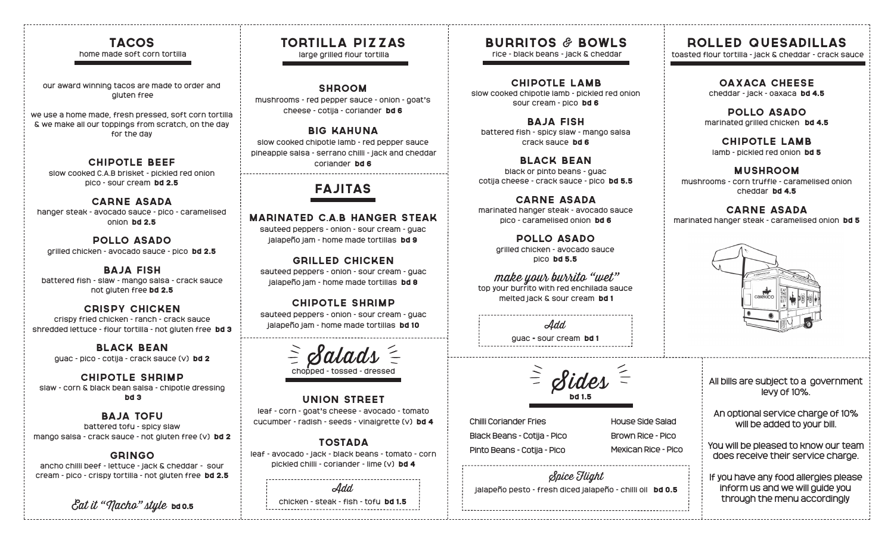## TACOS

home made soft corn tortilla

our award winning tacos are made to order and gluten free

we use a home made, fresh pressed, soft corn tortilla & we make all our toppings from scratch, on the day for the day

### CHIPOTLE BEEF
slow cooked C.A.B brisket - pickled red onion pico - sour cream **bd 2.5**

### CARNE ASADA
hanger steak - avocado sauce - pico - caramelised onion **bd 2.5**

### POLLO ASADO
grilled chicken - avocado sauce - pico **bd 2.5**

### BAJA FISH
battered fish - slaw - mango salsa - crack sauce not gluten free **bd 2.5**

### CRISPY CHICKEN
crispy fried chicken - ranch - crack sauce shredded lettuce - flour tortilla - not gluten free **bd 3**

### BLACK BEAN
guac - pico - cotija - crack sauce (v) **bd 2**

### CHIPOTLE SHRIMP
slaw - corn & black bean salsa - chipotle dressing **bd 3**

### BAJA TOFU
battered tofu - spicy slaw mango salsa - crack sauce - not gluten free (v) **bd 2**

### GRINGO
ancho chilli beef - lettuce - jack & cheddar - sour cream - pico - crispy tortilla - not gluten free **bd 2.5**

*Eat it "Nacho" style* **bd 0.5**

## TORTILLA PIZZAS

large grilled flour tortilla

### SHROOM
mushrooms - red pepper sauce - onion - goat's cheese - cotija - coriander **bd 6**

### BIG KAHUNA
slow cooked chipotle lamb - red pepper sauce pineapple salsa - serrano chilli - jack and cheddar coriander **bd 6**

## FAJITAS

### MARINATED C.A.B HANGER STEAK
sauteed peppers - onion - sour cream - guac jalapeño jam - home made tortillas **bd 9**

### GRILLED CHICKEN
sauteed peppers - onion - sour cream - guac jalapeño jam - home made tortillas **bd 8**

### CHIPOTLE SHRIMP
sauteed peppers - onion - sour cream - guac jalapeño jam - home made tortillas **bd 10**

## *Salads*

chopped - tossed - dressed

### UNION STREET
leaf - corn - goat's cheese - avocado - tomato cucumber - radish - seeds - vinaigrette (v) **bd 4**

### TOSTADA
leaf - avocado - jack - black beans - tomato - corn pickled chilli - coriander - lime (v) **bd 4**

*Add*

chicken - steak - fish - tofu **bd 1.5**

## BURRITOS & BOWLS

rice - black beans - jack & cheddar

### CHIPOTLE LAMB
slow cooked chipotle lamb - pickled red onion sour cream - pico **bd 6**

### BAJA FISH
battered fish - spicy slaw - mango salsa crack sauce **bd 6**

### BLACK BEAN
black or pinto beans - guac cotija cheese - crack sauce - pico **bd 5.5**

### CARNE ASADA
marinated hanger steak - avocado sauce pico - caramelised onion **bd 6**

### POLLO ASADO
grilled chicken - avocado sauce pico **bd 5.5**

*make your burrito "wet"*

top your burrito with red enchilada sauce melted jack & sour cream **bd 1**

*Add*

guac - sour cream **bd 1**

## ROLLED QUESADILLAS

toasted flour tortilla - jack & cheddar - crack sauce

### OAXACA CHEESE
cheddar - jack - oaxaca **bd 4.5**

### POLLO ASADO
marinated grilled chicken **bd 4.5**

### CHIPOTLE LAMB
lamb - pickled red onion **bd 5**

### MUSHROOM
mushrooms - corn truffle - caramelised onion cheddar **bd 4.5**

### CARNE ASADA
marinated hanger steak - caramelised onion **bd 5**

## *Sides*

**bd 1.5**

Chilli Coriander Fries

Black Beans - Cotija - Pico

Pinto Beans - Cotija - Pico

House Side Salad

Brown Rice - Pico

Mexican Rice - Pico

*Spice Flight*

jalapeño pesto - fresh diced jalapeño - chilli oil **bd 0.5**

All bills are subject to a government levy of 10%.

An optional service charge of 10% will be added to your bill.

You will be pleased to know our team does receive their service charge.

If you have any food allergies please inform us and we will guide you through the menu accordingly